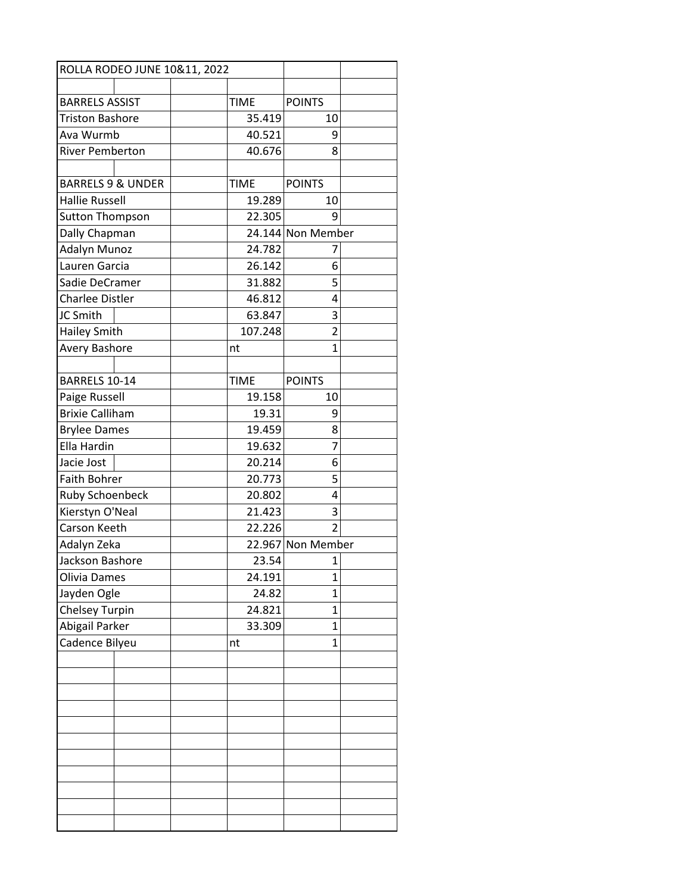# ROLLA RODEO JUNE 10&11, 2022

| BARRELS ASSIST | TIME | POINTS |
|---|---|---|
| Triston Bashore | 35.419 | 10 |
| Ava Wurmb | 40.521 | 9 |
| River Pemberton | 40.676 | 8 |

| BARRELS 9 & UNDER | TIME | POINTS |
|---|---|---|
| Hallie Russell | 19.289 | 10 |
| Sutton Thompson | 22.305 | 9 |
| Dally Chapman | 24.144 | Non Member |
| Adalyn Munoz | 24.782 | 7 |
| Lauren Garcia | 26.142 | 6 |
| Sadie DeCramer | 31.882 | 5 |
| Charlee Distler | 46.812 | 4 |
| JC Smith | 63.847 | 3 |
| Hailey Smith | 107.248 | 2 |
| Avery Bashore | nt | 1 |

| BARRELS 10-14 | TIME | POINTS |
|---|---|---|
| Paige Russell | 19.158 | 10 |
| Brixie Calliham | 19.31 | 9 |
| Brylee Dames | 19.459 | 8 |
| Ella Hardin | 19.632 | 7 |
| Jacie Jost | 20.214 | 6 |
| Faith Bohrer | 20.773 | 5 |
| Ruby Schoenbeck | 20.802 | 4 |
| Kierstyn O'Neal | 21.423 | 3 |
| Carson Keeth | 22.226 | 2 |
| Adalyn Zeka | 22.967 | Non Member |
| Jackson Bashore | 23.54 | 1 |
| Olivia Dames | 24.191 | 1 |
| Jayden Ogle | 24.82 | 1 |
| Chelsey Turpin | 24.821 | 1 |
| Abigail Parker | 33.309 | 1 |
| Cadence Bilyeu | nt | 1 |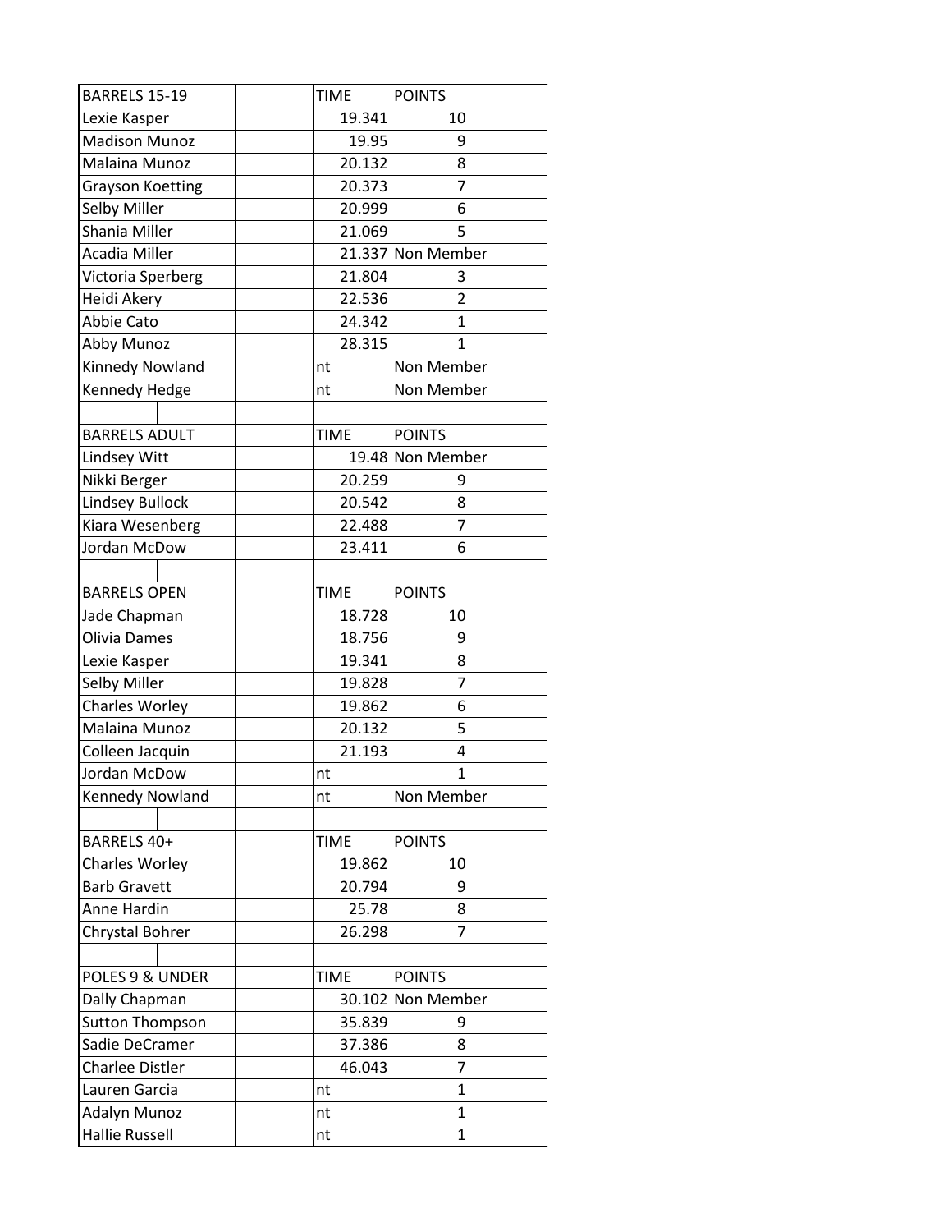| BARRELS 15-19 | | TIME | POINTS | |
|---|---|---|---|---|
| Lexie Kasper | | 19.341 | 10 | |
| Madison Munoz | | 19.95 | 9 | |
| Malaina Munoz | | 20.132 | 8 | |
| Grayson Koetting | | 20.373 | 7 | |
| Selby Miller | | 20.999 | 6 | |
| Shania Miller | | 21.069 | 5 | |
| Acadia Miller | | 21.337 | Non Member | |
| Victoria Sperberg | | 21.804 | 3 | |
| Heidi Akery | | 22.536 | 2 | |
| Abbie Cato | | 24.342 | 1 | |
| Abby Munoz | | 28.315 | 1 | |
| Kinnedy Nowland | | nt | Non Member | |
| Kennedy Hedge | | nt | Non Member | |
| | | | | |
| BARRELS ADULT | | TIME | POINTS | |
| Lindsey Witt | | 19.48 | Non Member | |
| Nikki Berger | | 20.259 | 9 | |
| Lindsey Bullock | | 20.542 | 8 | |
| Kiara Wesenberg | | 22.488 | 7 | |
| Jordan McDow | | 23.411 | 6 | |
| | | | | |
| BARRELS OPEN | | TIME | POINTS | |
| Jade Chapman | | 18.728 | 10 | |
| Olivia Dames | | 18.756 | 9 | |
| Lexie Kasper | | 19.341 | 8 | |
| Selby Miller | | 19.828 | 7 | |
| Charles Worley | | 19.862 | 6 | |
| Malaina Munoz | | 20.132 | 5 | |
| Colleen Jacquin | | 21.193 | 4 | |
| Jordan McDow | | nt | 1 | |
| Kennedy Nowland | | nt | Non Member | |
| | | | | |
| BARRELS 40+ | | TIME | POINTS | |
| Charles Worley | | 19.862 | 10 | |
| Barb Gravett | | 20.794 | 9 | |
| Anne Hardin | | 25.78 | 8 | |
| Chrystal Bohrer | | 26.298 | 7 | |
| | | | | |
| POLES 9 & UNDER | | TIME | POINTS | |
| Dally Chapman | | 30.102 | Non Member | |
| Sutton Thompson | | 35.839 | 9 | |
| Sadie DeCramer | | 37.386 | 8 | |
| Charlee Distler | | 46.043 | 7 | |
| Lauren Garcia | | nt | 1 | |
| Adalyn Munoz | | nt | 1 | |
| Hallie Russell | | nt | 1 | |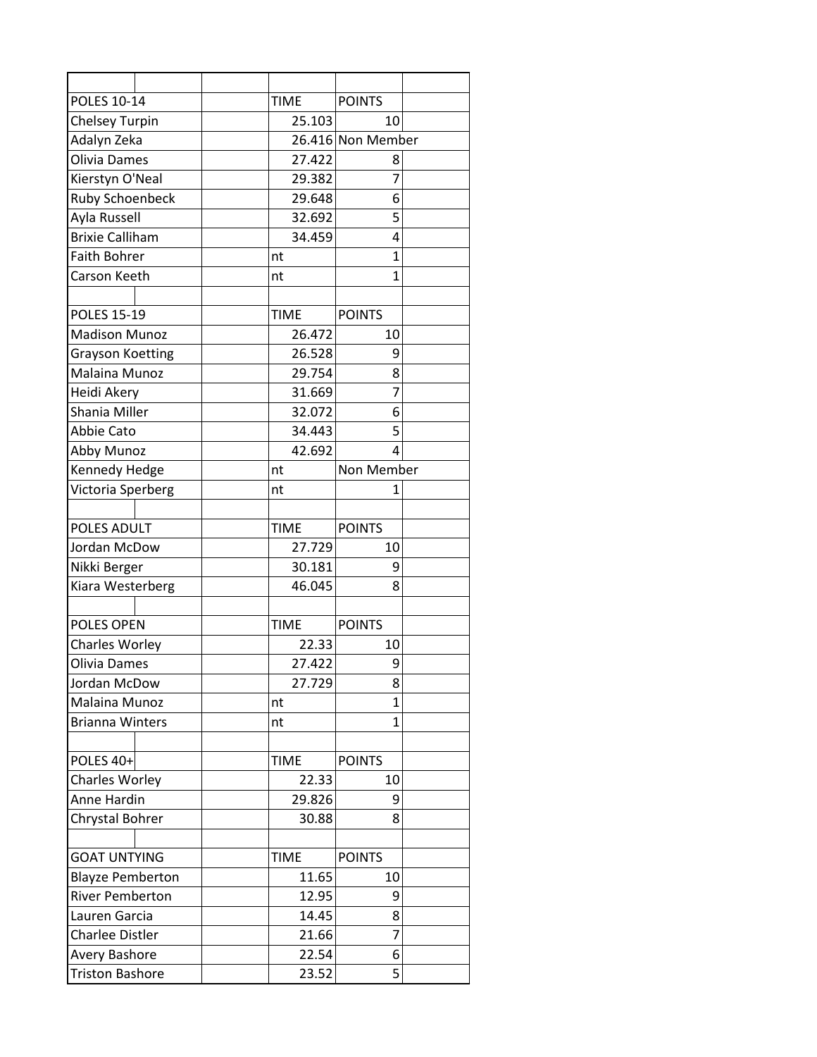| | | TIME | POINTS |
|---|---|---|---|
| **POLES 10-14** | | TIME | POINTS |
| Chelsey Turpin | | 25.103 | 10 |
| Adalyn Zeka | | 26.416 | Non Member |
| Olivia Dames | | 27.422 | 8 |
| Kierstyn O'Neal | | 29.382 | 7 |
| Ruby Schoenbeck | | 29.648 | 6 |
| Ayla Russell | | 32.692 | 5 |
| Brixie Calliham | | 34.459 | 4 |
| Faith Bohrer | | nt | 1 |
| Carson Keeth | | nt | 1 |
| | | | |
| **POLES 15-19** | | TIME | POINTS |
| Madison Munoz | | 26.472 | 10 |
| Grayson Koetting | | 26.528 | 9 |
| Malaina Munoz | | 29.754 | 8 |
| Heidi Akery | | 31.669 | 7 |
| Shania Miller | | 32.072 | 6 |
| Abbie Cato | | 34.443 | 5 |
| Abby Munoz | | 42.692 | 4 |
| Kennedy Hedge | | nt | Non Member |
| Victoria Sperberg | | nt | 1 |
| | | | |
| **POLES ADULT** | | TIME | POINTS |
| Jordan McDow | | 27.729 | 10 |
| Nikki Berger | | 30.181 | 9 |
| Kiara Westerberg | | 46.045 | 8 |
| | | | |
| **POLES OPEN** | | TIME | POINTS |
| Charles Worley | | 22.33 | 10 |
| Olivia Dames | | 27.422 | 9 |
| Jordan McDow | | 27.729 | 8 |
| Malaina Munoz | | nt | 1 |
| Brianna Winters | | nt | 1 |
| | | | |
| **POLES 40+** | | TIME | POINTS |
| Charles Worley | | 22.33 | 10 |
| Anne Hardin | | 29.826 | 9 |
| Chrystal Bohrer | | 30.88 | 8 |
| | | | |
| **GOAT UNTYING** | | TIME | POINTS |
| Blayze Pemberton | | 11.65 | 10 |
| River Pemberton | | 12.95 | 9 |
| Lauren Garcia | | 14.45 | 8 |
| Charlee Distler | | 21.66 | 7 |
| Avery Bashore | | 22.54 | 6 |
| Triston Bashore | | 23.52 | 5 |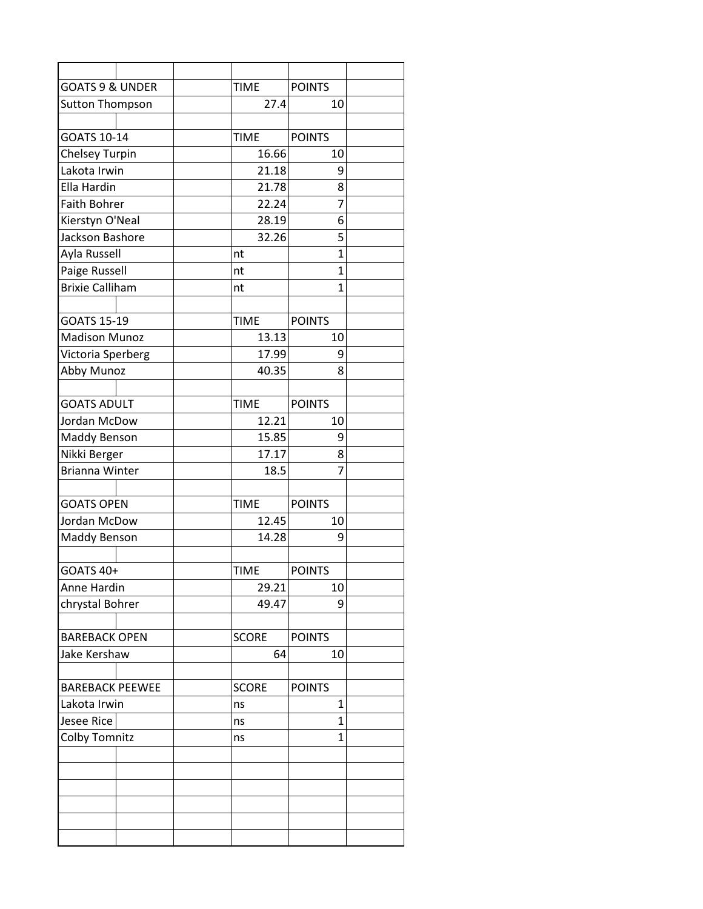| | | TIME | POINTS |
|---|---|---|---|
| **GOATS 9 & UNDER** | | TIME | POINTS |
| Sutton Thompson | | 27.4 | 10 |
| | | | |
| **GOATS 10-14** | | TIME | POINTS |
| Chelsey Turpin | | 16.66 | 10 |
| Lakota Irwin | | 21.18 | 9 |
| Ella Hardin | | 21.78 | 8 |
| Faith Bohrer | | 22.24 | 7 |
| Kierstyn O'Neal | | 28.19 | 6 |
| Jackson Bashore | | 32.26 | 5 |
| Ayla Russell | | nt | 1 |
| Paige Russell | | nt | 1 |
| Brixie Calliham | | nt | 1 |
| | | | |
| **GOATS 15-19** | | TIME | POINTS |
| Madison Munoz | | 13.13 | 10 |
| Victoria Sperberg | | 17.99 | 9 |
| Abby Munoz | | 40.35 | 8 |
| | | | |
| **GOATS ADULT** | | TIME | POINTS |
| Jordan McDow | | 12.21 | 10 |
| Maddy Benson | | 15.85 | 9 |
| Nikki Berger | | 17.17 | 8 |
| Brianna Winter | | 18.5 | 7 |
| | | | |
| **GOATS OPEN** | | TIME | POINTS |
| Jordan McDow | | 12.45 | 10 |
| Maddy Benson | | 14.28 | 9 |
| | | | |
| **GOATS 40+** | | TIME | POINTS |
| Anne Hardin | | 29.21 | 10 |
| chrystal Bohrer | | 49.47 | 9 |
| | | | |
| **BAREBACK OPEN** | | SCORE | POINTS |
| Jake Kershaw | | 64 | 10 |
| | | | |
| **BAREBACK PEEWEE** | | SCORE | POINTS |
| Lakota Irwin | | ns | 1 |
| Jesee Rice | | ns | 1 |
| Colby Tomnitz | | ns | 1 |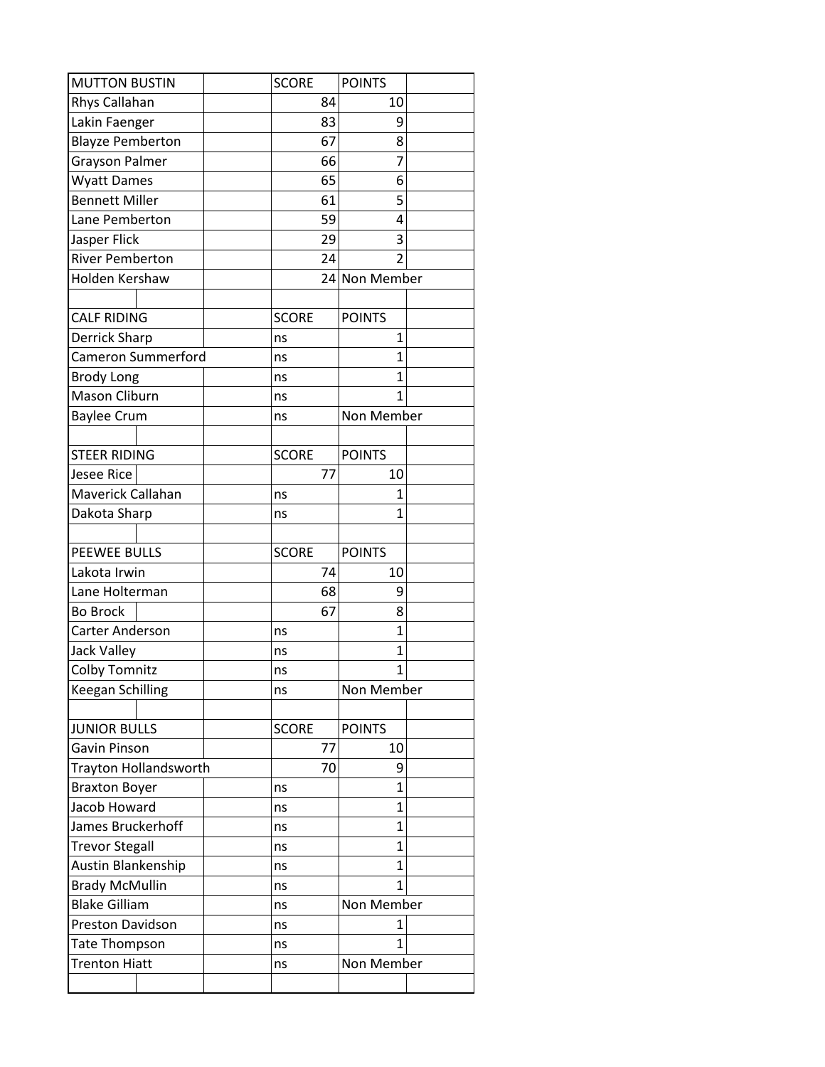| MUTTON BUSTIN | SCORE | POINTS |
|---|---|---|
| Rhys Callahan | 84 | 10 |
| Lakin Faenger | 83 | 9 |
| Blayze Pemberton | 67 | 8 |
| Grayson Palmer | 66 | 7 |
| Wyatt Dames | 65 | 6 |
| Bennett Miller | 61 | 5 |
| Lane Pemberton | 59 | 4 |
| Jasper Flick | 29 | 3 |
| River Pemberton | 24 | 2 |
| Holden Kershaw | 24 | Non Member |
| | | |
| **CALF RIDING** | **SCORE** | **POINTS** |
| Derrick Sharp | ns | 1 |
| Cameron Summerford | ns | 1 |
| Brody Long | ns | 1 |
| Mason Cliburn | ns | 1 |
| Baylee Crum | ns | Non Member |
| | | |
| **STEER RIDING** | **SCORE** | **POINTS** |
| Jesee Rice | 77 | 10 |
| Maverick Callahan | ns | 1 |
| Dakota Sharp | ns | 1 |
| | | |
| **PEEWEE BULLS** | **SCORE** | **POINTS** |
| Lakota Irwin | 74 | 10 |
| Lane Holterman | 68 | 9 |
| Bo Brock | 67 | 8 |
| Carter Anderson | ns | 1 |
| Jack Valley | ns | 1 |
| Colby Tomnitz | ns | 1 |
| Keegan Schilling | ns | Non Member |
| | | |
| **JUNIOR BULLS** | **SCORE** | **POINTS** |
| Gavin Pinson | 77 | 10 |
| Trayton Hollandsworth | 70 | 9 |
| Braxton Boyer | ns | 1 |
| Jacob Howard | ns | 1 |
| James Bruckerhoff | ns | 1 |
| Trevor Stegall | ns | 1 |
| Austin Blankenship | ns | 1 |
| Brady McMullin | ns | 1 |
| Blake Gilliam | ns | Non Member |
| Preston Davidson | ns | 1 |
| Tate Thompson | ns | 1 |
| Trenton Hiatt | ns | Non Member |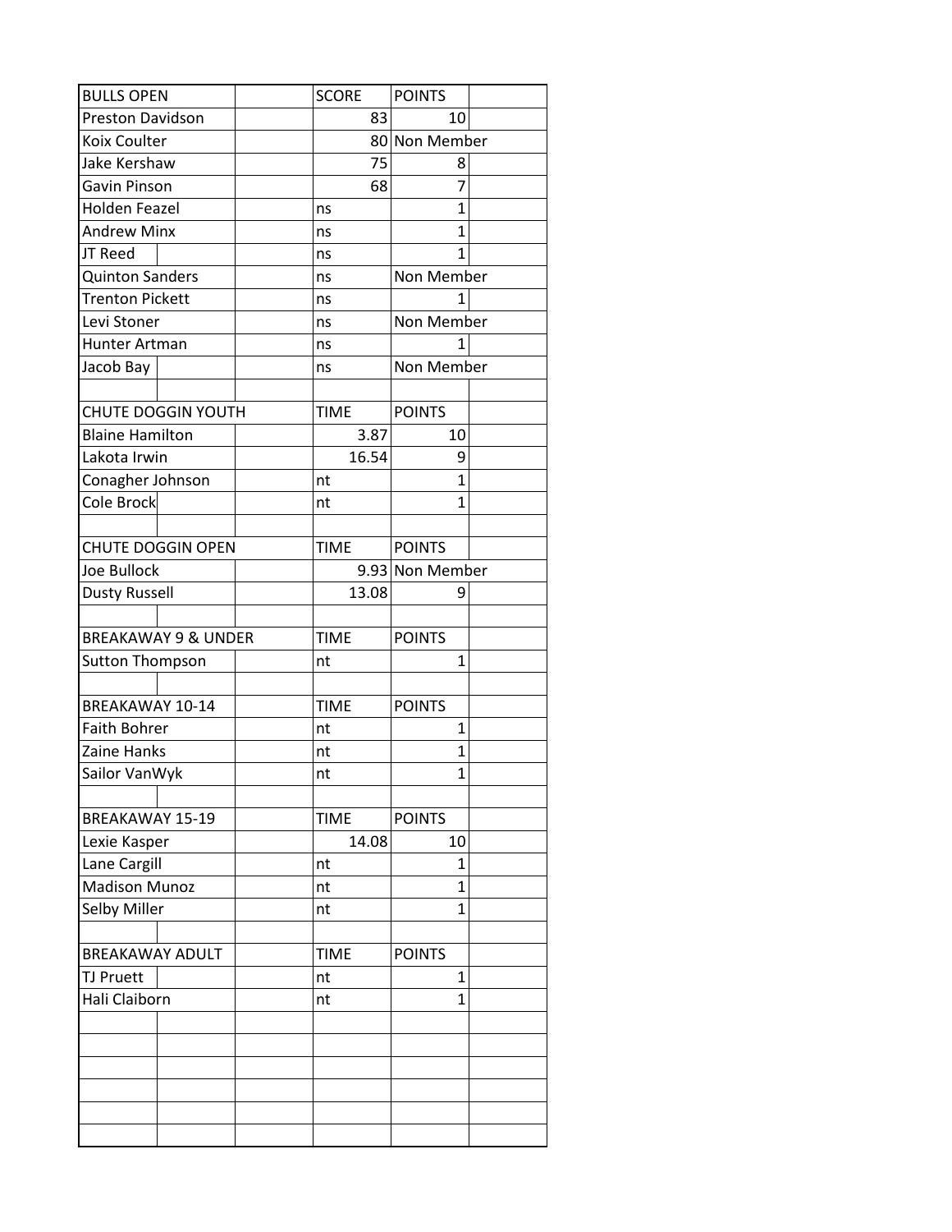| BULLS OPEN | SCORE | POINTS |
|---|---|---|
| Preston Davidson | 83 | 10 |
| Koix Coulter | 80 | Non Member |
| Jake Kershaw | 75 | 8 |
| Gavin Pinson | 68 | 7 |
| Holden Feazel | ns | 1 |
| Andrew Minx | ns | 1 |
| JT Reed | ns | 1 |
| Quinton Sanders | ns | Non Member |
| Trenton Pickett | ns | 1 |
| Levi Stoner | ns | Non Member |
| Hunter Artman | ns | 1 |
| Jacob Bay | ns | Non Member |

| CHUTE DOGGIN YOUTH | TIME | POINTS |
|---|---|---|
| Blaine Hamilton | 3.87 | 10 |
| Lakota Irwin | 16.54 | 9 |
| Conagher Johnson | nt | 1 |
| Cole Brock | nt | 1 |

| CHUTE DOGGIN OPEN | TIME | POINTS |
|---|---|---|
| Joe Bullock | 9.93 | Non Member |
| Dusty Russell | 13.08 | 9 |

| BREAKAWAY 9 & UNDER | TIME | POINTS |
|---|---|---|
| Sutton Thompson | nt | 1 |

| BREAKAWAY 10-14 | TIME | POINTS |
|---|---|---|
| Faith Bohrer | nt | 1 |
| Zaine Hanks | nt | 1 |
| Sailor VanWyk | nt | 1 |

| BREAKAWAY 15-19 | TIME | POINTS |
|---|---|---|
| Lexie Kasper | 14.08 | 10 |
| Lane Cargill | nt | 1 |
| Madison Munoz | nt | 1 |
| Selby Miller | nt | 1 |

| BREAKAWAY ADULT | TIME | POINTS |
|---|---|---|
| TJ Pruett | nt | 1 |
| Hali Claiborn | nt | 1 |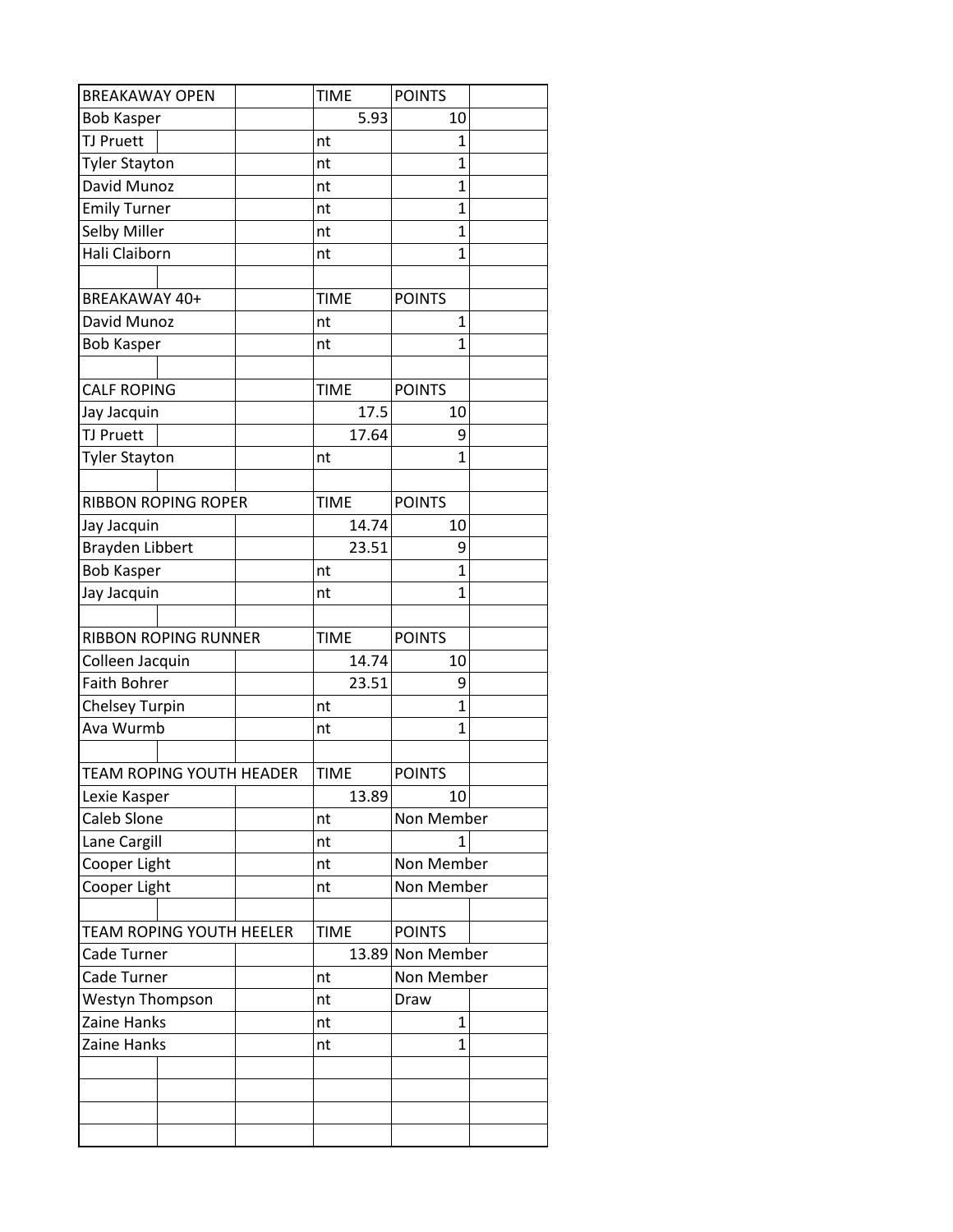| BREAKAWAY OPEN | TIME | POINTS |
|---|---|---|
| Bob Kasper | 5.93 | 10 |
| TJ Pruett | nt | 1 |
| Tyler Stayton | nt | 1 |
| David Munoz | nt | 1 |
| Emily Turner | nt | 1 |
| Selby Miller | nt | 1 |
| Hali Claiborn | nt | 1 |

| BREAKAWAY 40+ | TIME | POINTS |
|---|---|---|
| David Munoz | nt | 1 |
| Bob Kasper | nt | 1 |

| CALF ROPING | TIME | POINTS |
|---|---|---|
| Jay Jacquin | 17.5 | 10 |
| TJ Pruett | 17.64 | 9 |
| Tyler Stayton | nt | 1 |

| RIBBON ROPING ROPER | TIME | POINTS |
|---|---|---|
| Jay Jacquin | 14.74 | 10 |
| Brayden Libbert | 23.51 | 9 |
| Bob Kasper | nt | 1 |
| Jay Jacquin | nt | 1 |

| RIBBON ROPING RUNNER | TIME | POINTS |
|---|---|---|
| Colleen Jacquin | 14.74 | 10 |
| Faith Bohrer | 23.51 | 9 |
| Chelsey Turpin | nt | 1 |
| Ava Wurmb | nt | 1 |

| TEAM ROPING YOUTH HEADER | TIME | POINTS |
|---|---|---|
| Lexie Kasper | 13.89 | 10 |
| Caleb Slone | nt | Non Member |
| Lane Cargill | nt | 1 |
| Cooper Light | nt | Non Member |
| Cooper Light | nt | Non Member |

| TEAM ROPING YOUTH HEELER | TIME | POINTS |
|---|---|---|
| Cade Turner | 13.89 | Non Member |
| Cade Turner | nt | Non Member |
| Westyn Thompson | nt | Draw |
| Zaine Hanks | nt | 1 |
| Zaine Hanks | nt | 1 |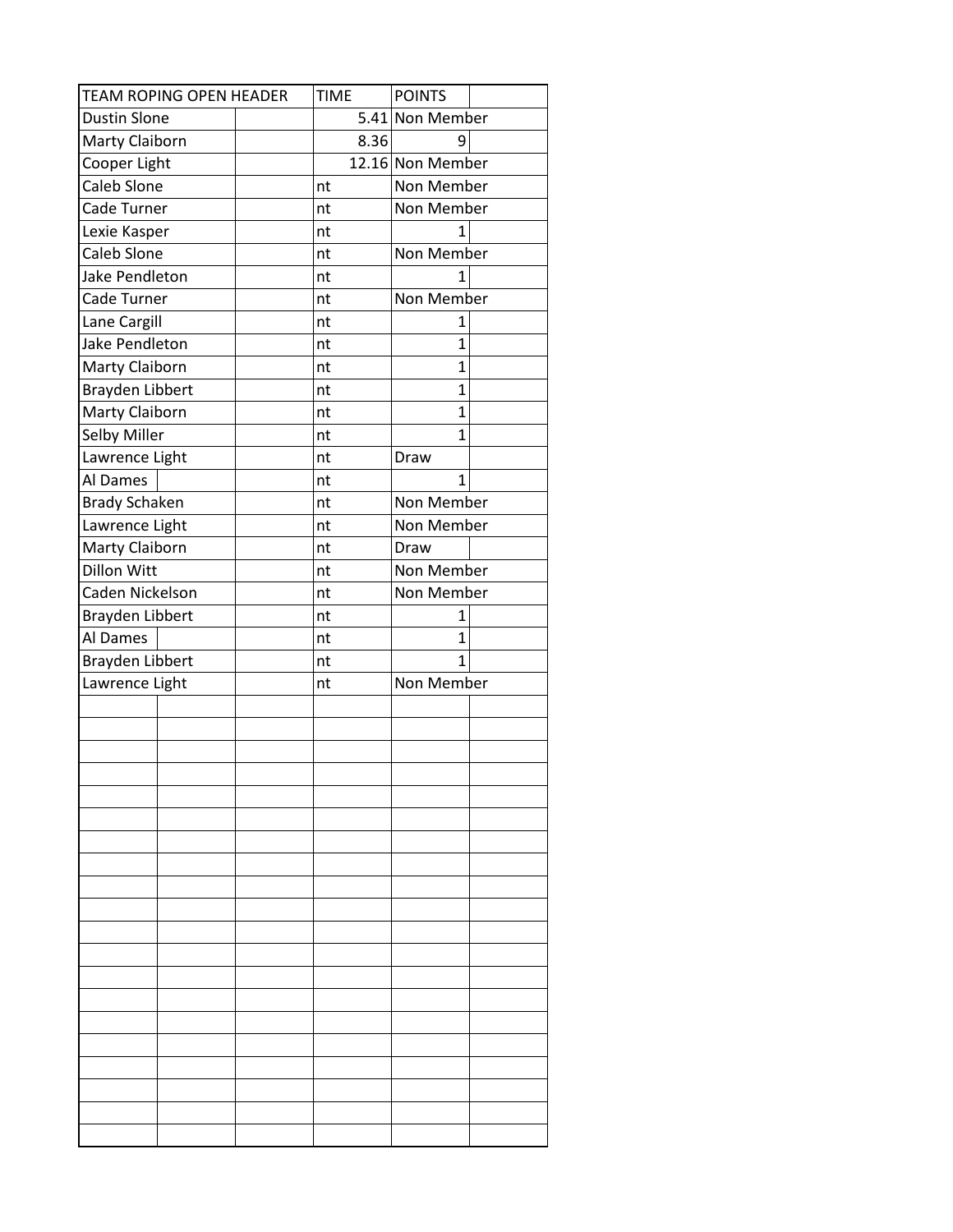| TEAM ROPING OPEN HEADER | TIME | POINTS |
|---|---|---|
| Dustin Slone | 5.41 | Non Member |
| Marty Claiborn | 8.36 | 9 |
| Cooper Light | 12.16 | Non Member |
| Caleb Slone | nt | Non Member |
| Cade Turner | nt | Non Member |
| Lexie Kasper | nt | 1 |
| Caleb Slone | nt | Non Member |
| Jake Pendleton | nt | 1 |
| Cade Turner | nt | Non Member |
| Lane Cargill | nt | 1 |
| Jake Pendleton | nt | 1 |
| Marty Claiborn | nt | 1 |
| Brayden Libbert | nt | 1 |
| Marty Claiborn | nt | 1 |
| Selby Miller | nt | 1 |
| Lawrence Light | nt | Draw |
| Al Dames | nt | 1 |
| Brady Schaken | nt | Non Member |
| Lawrence Light | nt | Non Member |
| Marty Claiborn | nt | Draw |
| Dillon Witt | nt | Non Member |
| Caden Nickelson | nt | Non Member |
| Brayden Libbert | nt | 1 |
| Al Dames | nt | 1 |
| Brayden Libbert | nt | 1 |
| Lawrence Light | nt | Non Member |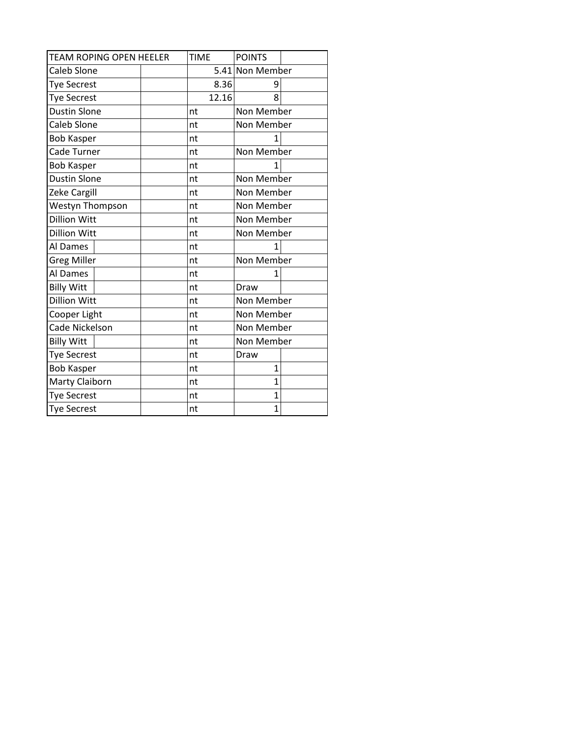| TEAM ROPING OPEN HEELER | | TIME | POINTS | |
|---|---|---|---|---|
| Caleb Slone | | 5.41 | Non Member | |
| Tye Secrest | | 8.36 | 9 | |
| Tye Secrest | | 12.16 | 8 | |
| Dustin Slone | | nt | Non Member | |
| Caleb Slone | | nt | Non Member | |
| Bob Kasper | | nt | 1 | |
| Cade Turner | | nt | Non Member | |
| Bob Kasper | | nt | 1 | |
| Dustin Slone | | nt | Non Member | |
| Zeke Cargill | | nt | Non Member | |
| Westyn Thompson | | nt | Non Member | |
| Dillion Witt | | nt | Non Member | |
| Dillion Witt | | nt | Non Member | |
| Al Dames | | nt | 1 | |
| Greg Miller | | nt | Non Member | |
| Al Dames | | nt | 1 | |
| Billy Witt | | nt | Draw | |
| Dillion Witt | | nt | Non Member | |
| Cooper Light | | nt | Non Member | |
| Cade Nickelson | | nt | Non Member | |
| Billy Witt | | nt | Non Member | |
| Tye Secrest | | nt | Draw | |
| Bob Kasper | | nt | 1 | |
| Marty Claiborn | | nt | 1 | |
| Tye Secrest | | nt | 1 | |
| Tye Secrest | | nt | 1 | |